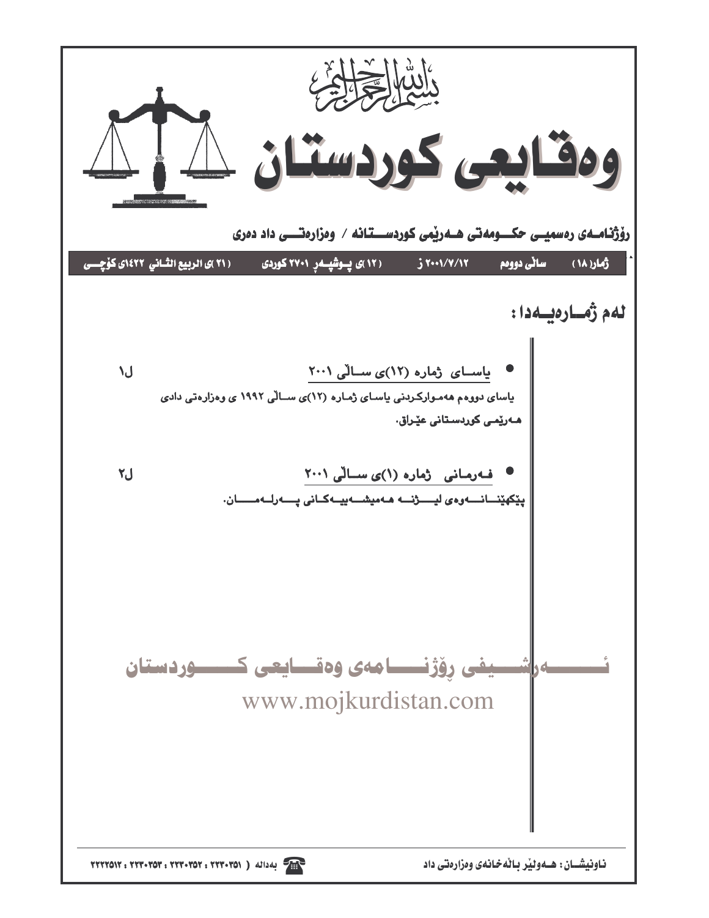بسم الله الرحمن الرحيم

# وەقایعی کوردستان

**رۆژنامەی رەسمیی حکومەتی هەرێمی کوردستانە / وەزارەتی داد دەری**

| ژمارە (١٨) | ساڵی دووەم | ٢٠٠١/٧/١٢ ز | (١٢)ی پوشپەڕ ٢٧٠١ کوردی | (٢١)ی الربیع الثانی ١٤٢٢ی کۆچی |
|---|---|---|---|---|

## لەم ژمارەیەدا :

- **یاسای ژمارە (١٢)ی ساڵی ٢٠٠١** — ل١

  یاسای دووەم هەموارکردنی یاسای ژمارە (١٢)ی ساڵی ١٩٩٢ ی وەزارەتی دادی هەرێمی کوردستانی عێراق.

- **فەرمانی ژمارە (١)ی ساڵی ٢٠٠١** — ل٢

  پێکهێنانەوەی لیژنە هەمیشەییەکانی پەرلەمان.

ئەرشیفی رۆژنامەی وەقایعی کوردستان
www.mojkurdistan.com

ناونیشان: هەولێر باڵەخانەی وەزارەتی داد — بەدالە ( ٢٢٣٠٣٥١ ، ٢٢٣٠٣٥٢ ، ٢٢٣٠٣٥٣ ، ٢٢٢٢٥١٢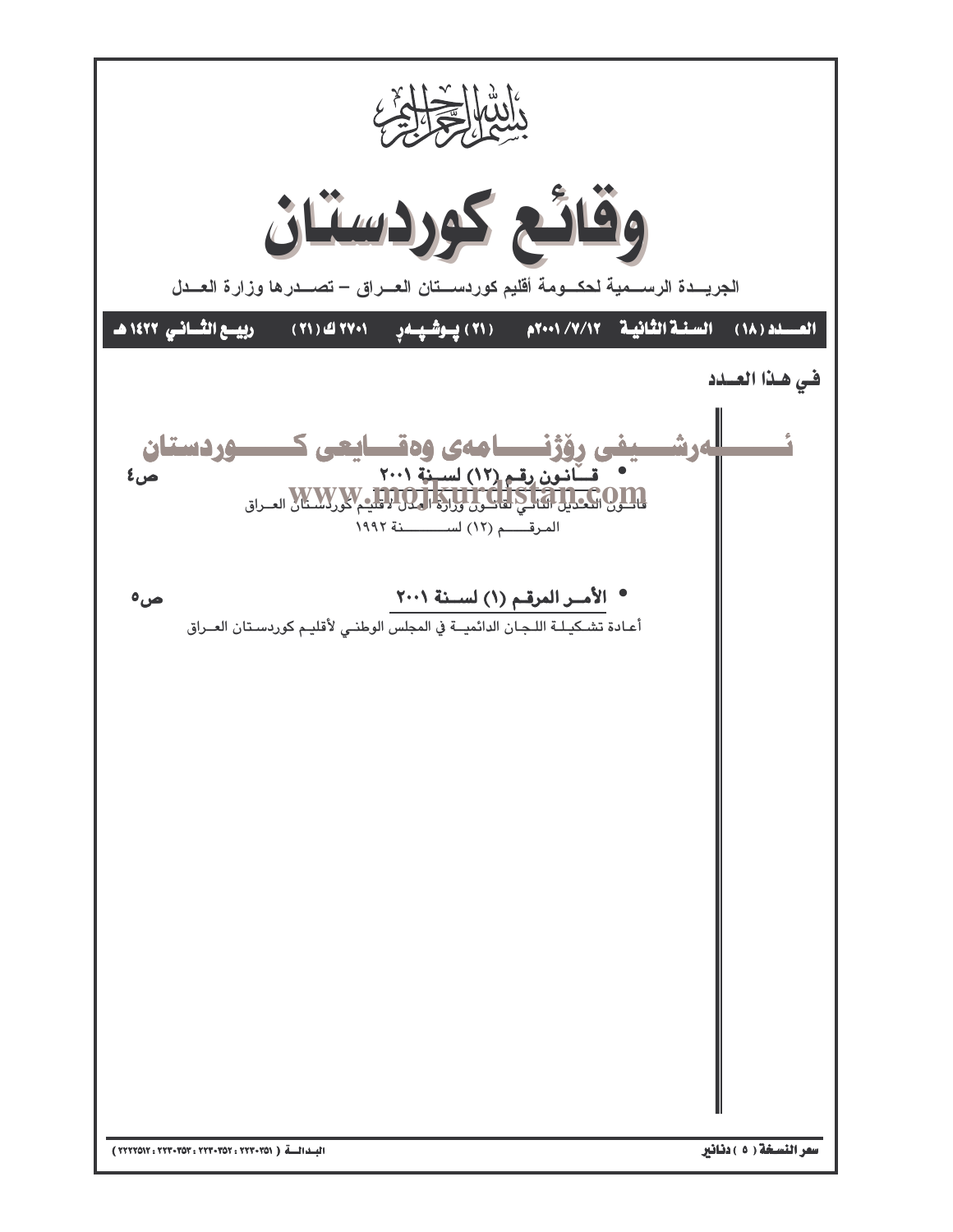بسم الله الرحمن الرحيم

# وقائع كوردستان

الجريــدة الرســمية لحكــومة أقليم كوردســتان العــراق – تصــدرها وزارة العــدل

**العـــدد (١٨) السنـة الثانيـة ٢٠٠١/٧/١٢م (٢١) پـوشـپـەڕ ٢٧٠١ ك (٢١) ربيـع الثـاني ١٤٢٢هـ**

## في هـذا العــدد

ئـــــــەرشـــيفی ڕۆژنـــــامەی وەقـــایعی کـــــوردستان
www.mojkurdistan.com

- **قـانـون رقـم (١٢) لسـنة ٢٠٠١** ص٤

قانـون التعديل الثاني لقانـون وزارة العدل لأقليم كوردستان العـراق المرقـــم (١٢) لســـنة ١٩٩٢

- **الأمـر المرقـم (١) لسـنة ٢٠٠١** ص٥

أعادة تشكيلـة اللجـان الدائميـة في المجلس الوطنـي لأقليـم كوردسـتان العـراق

**سعر النسخة ( ٥ ) دنانير**

**البـدالـة ( ٢٢٢٠٣٥١ : ٢٢٢٠٣٥٢ : ٢٢٢٠٣٥٣ : ٢٢٢٢٥١٢ )**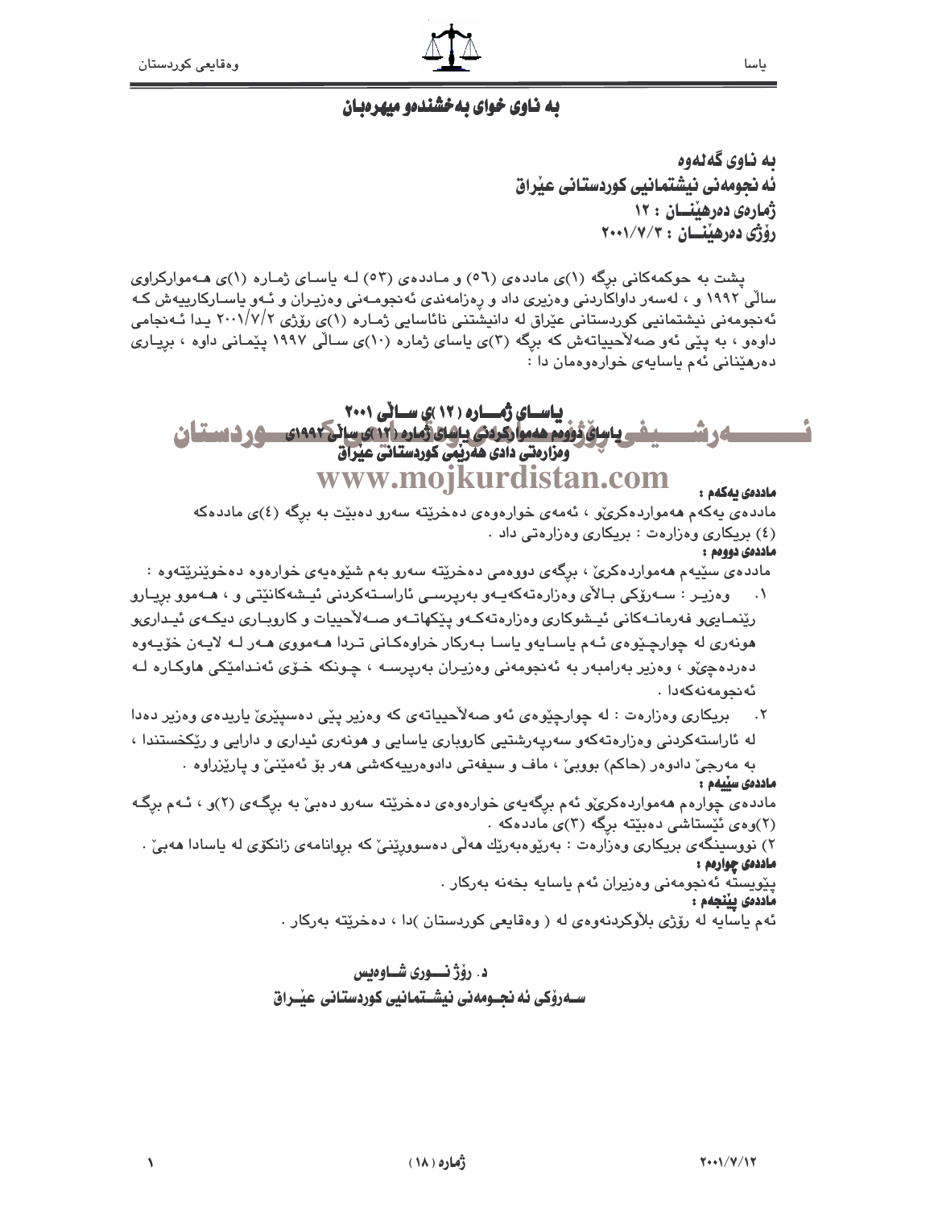# به ناوی خوای به‌خشنده‌و میهره‌بان

**به ناوی گه‌له‌وه**
**ئه‌نجومه‌نی نیشتمانیی کوردستانی عێراق**
**ژماره‌ی ده‌رهێنــان : ١٢**
**رۆژی ده‌رهێنــان : ٢٠٠١/٧/٣**

پشت به حوکمه‌کانی برگه (١)ی مادده‌ی (٥٦) و مادده‌ی (٥٣) له یاسای ژماره (١)ی هه‌موارکراوی ساڵی ١٩٩٢ و ، له‌سه‌ر داواکاردنی وه‌زیری داد و ره‌زامه‌ندی ئه‌نجومه‌نی وه‌زیران و ئه‌و یاساکارییه‌ش که ئه‌نجومه‌نی نیشتمانیی کوردستانی عێراق له دانیشتنی نائاسایی ژماره (١)ی رۆژی ٢٠٠١/٧/٢ یدا ئه‌نجامی داوه‌و ، به پێی ئه‌و صه‌لاحییاته‌ش که برگه (٣)ی یاسای ژماره (١٠)ی ساڵی ١٩٩٧ پێمانی داوه ، بریاری ده‌رهێنانی ئه‌م یاسایه‌ی خواره‌وه‌مان دا :

## یاسای ژماره (١٢)ی ساڵی ٢٠٠١
## یاسای دووه‌م هه‌موارکردنی یاسای ژماره (١٢)ی ساڵی ١٩٩٢ی وه‌زاره‌تی دادی هه‌رێمی کوردستانی عێراق

**مادده‌ی یه‌که‌م :**

مادده‌ی یه‌که‌م هه‌مواره‌کرێو ، ئه‌مه‌ی خواره‌وه‌ی ده‌خرێته سه‌رو ده‌بێت به برگه (٤)ی مادده‌که
(٤) بریکاری وه‌زاره‌ت : بریکاری وه‌زاره‌تی داد .

**مادده‌ی دووه‌م :**

مادده‌ی سێیه‌م هه‌مواره‌کرێ ، برگه‌ی دووه‌می ده‌خرێته سه‌رو به‌م شێوه‌یه‌ی خواره‌وه ده‌خوێنرێته‌وه :

١. وه‌زیر : سه‌رۆکی باڵای وه‌زاره‌ته‌که‌یه‌و به‌رپرسی ئاراسته‌کردنی ئیشه‌کانێتی و ، هه‌موو بریارو رێنماییو فه‌رمانه‌کانی ئیشوکاری وه‌زاره‌ته‌که‌و پێکهاته‌و صه‌لاحییات و کاروباری دیکه‌ی ئیداریو هونه‌ری له چوارچێوه‌ی ئه‌م یاسایه‌و یاسا به‌رکار خراوه‌کانی تردا هه‌مووی هه‌ر له لایه‌ن خۆیه‌وه ده‌رده‌چێو ، وه‌زیر به‌رامبه‌ر به ئه‌نجومه‌نی وه‌زیران به‌رپرسه ، چونکه خۆی ئه‌ندامێکی هاوکاره له ئه‌نجومه‌نه‌که‌دا .

٢. بریکاری وه‌زاره‌ت : له چوارچێوه‌ی ئه‌و صه‌لاحییاته‌ی که وه‌زیر پێی ده‌سپێرێ یاریده‌ی وه‌زیر ده‌دا له ئاراسته‌کردنی وه‌زاره‌ته‌که‌و سه‌رپه‌رشتیی کاروباری یاسایی و هونه‌ری ئیداری و دارایی و رێکخستندا ، به مه‌رجێ دادوه‌ر (حاکم) بووبێ ، ماف و سیفه‌تی دادوه‌رییه‌که‌شی هه‌ر بۆ ئه‌مێنێ و پارێزراوه .

**مادده‌ی سێیه‌م :**

مادده‌ی چواره‌م هه‌مواره‌کرێو ئه‌م برگه‌یه‌ی خواره‌وه‌ی ده‌خرێته سه‌رو ده‌بێ به برگه‌ی (٢)و ، ئه‌م برگه (٢)وه‌ی ئێستاشی ده‌بێته برگه (٣)ی مادده‌که .

٢) نووسینگه‌ی بریکاری وه‌زاره‌ت : به‌رێوه‌به‌رێك هه‌ڵی ده‌سوورێنێ که بروانامه‌ی زانکۆی له یاسادا هه‌بێ .

**مادده‌ی چواره‌م :**

پێویسته ئه‌نجومه‌نی وه‌زیران ئه‌م یاسایه بخه‌نه به‌رکار .

**مادده‌ی پێنجه‌م :**

ئه‌م یاسایه له رۆژی بڵاوکردنه‌وه‌ی له ( وه‌قایعی کوردستان )دا ، ده‌خرێته به‌رکار .

**د. رۆژ نــوری شــاوه‌یس**
**ســه‌رۆکی ئه نجــومه‌نی نیشــتمانیی کوردستانی عێــراق**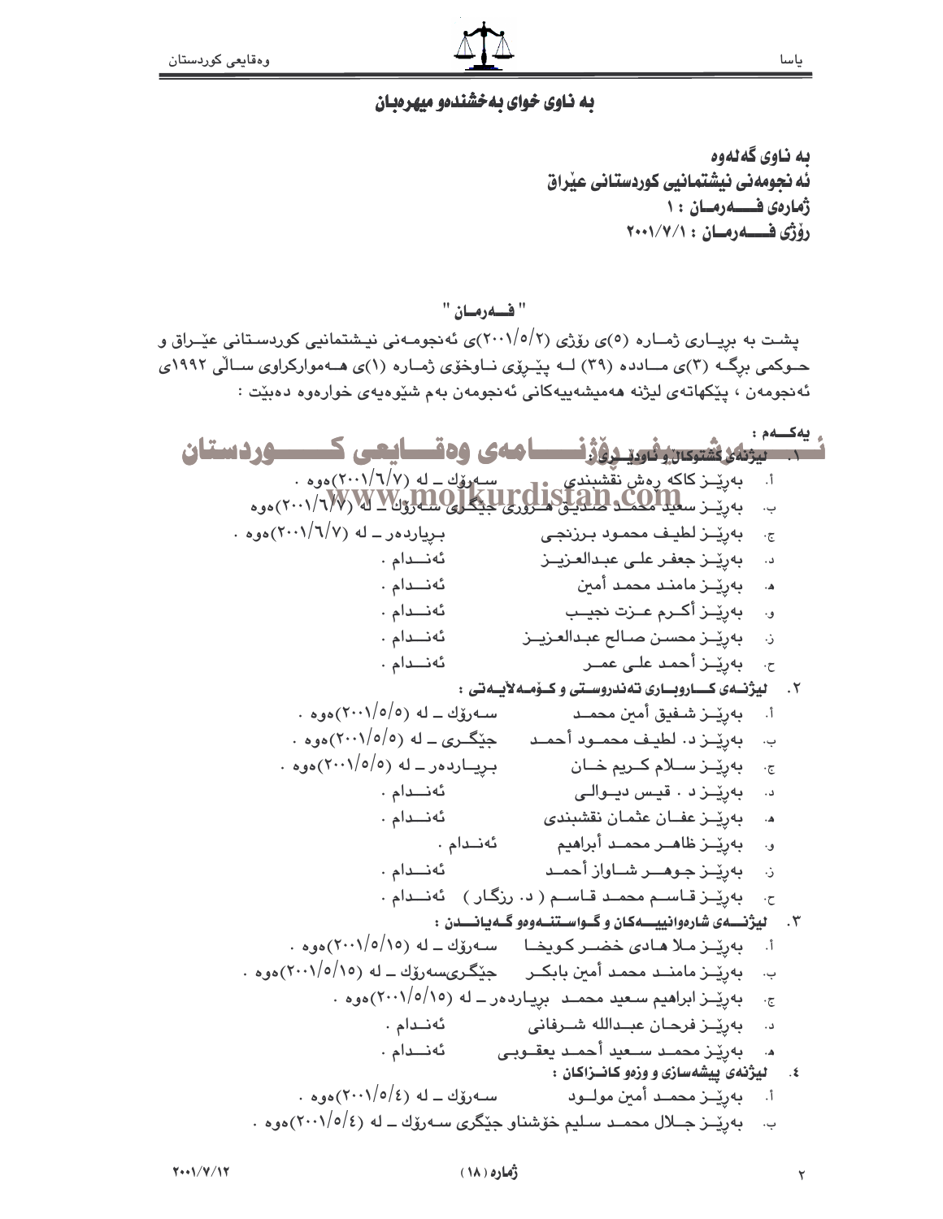# به ناوی خوای بەخشندەو میهرەبان

**بە ناوی گەلەوە**
**ئەنجومەنی نیشتمانیی کوردستانی عێراق**
**ژمارەی فـــەرمـان : ١**
**ڕۆژی فـــەرمـان : ٢٠٠١/٧/١**

" فـــەرمـان "

پشت بە بڕیـاری ژمـارە (٥)ی ڕۆژی (٢٠٠١/٥/٢)ی ئەنجومـەنی نیـشتمانیی کوردسـتانی عێـراق و حـوکمی بڕگـە (٣)ی مـاددە (٣٩) لـە پێـڕۆی نـاوخۆی ژمـارە (١)ی هـەموارکراوی سـاڵی ١٩٩٢ی ئەنجومەن ، پێکهاتەی لیژنە هەمیشەییەکانی ئەنجومەن بەم شێوەیەی خوارەوە دەبێت :

**یەکـــەم :**

١. **لیژنەی کشتوکاڵ و ئاودێری :**
   - أ. بەڕێـز کاکە ڕەش نقشبندی سـەرۆك ـ لە (٢٠٠١/٦/٧)ەوە .
   - ب. بەڕێـز سعید محمـد صدیق هـەوری جێگـری سـەرۆك ـ لە (٢٠٠١/٦/٧)ەوە
   - ج. بەڕێـز لطیـف محمـود برزنجـی بڕیاردەر ـ لە (٢٠٠١/٦/٧)ەوە .
   - د. بەڕێـز جعفر علـی عبـدالعزیـز ئەنـدام .
   - هـ. بەڕێـز مامنـد محمـد أمین ئەنـدام .
   - و. بەڕێـز أکـرم عـزت نجیـب ئەنـدام .
   - ز. بەڕێـز محسـن صـالح عبـدالعزیـز ئەنـدام .
   - ح. بەڕێـز أحمـد علـی عمـر ئەنـدام .

٢. **لیژنـەی کـاروبـاری تەندروسـتی و کـۆمـەلایـەتی :**
   - أ. بەڕێـز شـفیق أمین محمـد سـەرۆك ـ لە (٢٠٠١/٥/٥)ەوە .
   - ب. بەڕێـز د. لطیـف محمـود أحمـد جێگـری ـ لە (٢٠٠١/٥/٥)ەوە .
   - ج. بەڕێـز سـلام کـریم خـان بڕیـاردەر ـ لە (٢٠٠١/٥/٥)ەوە .
   - د. بەڕێـز د . قیس دیـوالی ئەنـدام .
   - هـ. بەڕێـز عفـان عثمان نقشبندی ئەنـدام .
   - و. بەڕێـز ظاهـر محمـد أبراهیم ئەنـدام .
   - ز. بەڕێـز جـوهـر شـاواز أحمـد ئەنـدام .
   - ح. بەڕێـز قـاسـم محمـد قـاسـم ( د. رزگـار ) ئەنـدام .

٣. **لیژنـــەی شارەوانییـــەکان و گـواسـتنـەوەو گـەیانـدن :**
   - أ. بەڕێـز مـلا هـادی خضـر کـویخـا سـەرۆك ـ لە (٢٠٠١/٥/١٥)ەوە .
   - ب. بەڕێـز مامنـد محمـد أمین بابکـر جێگـری‌سەرۆك ـ لە (٢٠٠١/٥/١٥)ەوە .
   - ج. بەڕێـز ابراهیم سـعید محمـد بڕیاردەر ـ لە (٢٠٠١/٥/١٥)ەوە .
   - د. بەڕێـز فرحـان عبـدالله شـرفانی ئەنـدام .
   - هـ. بەڕێز محمـد سـعید أحمـد یعقـوبی ئەنـدام .

٤. **لیژنەی پیشەسازی و وزەو کانـزاکان :**
   - أ. بەڕێـز محمـد أمین مولـود سـەرۆك ـ لە (٢٠٠١/٥/٤)ەوە .
   - ب. بەڕێـز جـلال محمـد سلیم خۆشناو جێگری سـەرۆك ـ لە (٢٠٠١/٥/٤)ەوە .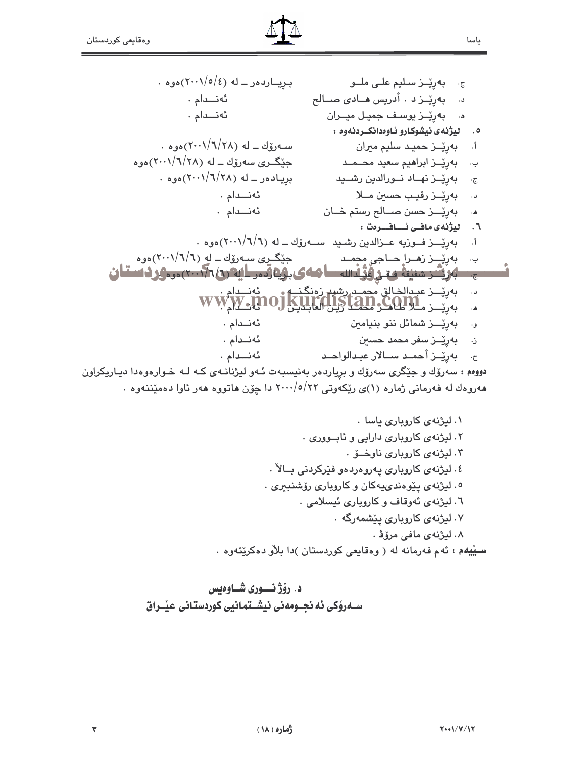ج. بەڕێــز سـليم علـى ملــو — بـڕيــاردەر ــ لە (٢٠٠١/٥/٤)ەوە .

د. بەڕێــز د . أدريس هــادى صــالح — ئەنـــدام .

هـ. بەڕێــز يوسـف جميـل ميــران — ئەنـــدام .

٥. **ليژنەی ئيشوكارو ئاوەدانكـردنەوە :**

أ. بەڕێــز حميـد سليم ميران — سـەرۆك ــ لە (٢٠٠١/٦/٢٨)ەوە .

ب. بەڕێــز ابراهيم سعيد محــمــد — جێگـرى سەرۆك ــ لە (٢٠٠١/٦/٢٨)ەوە

ج. بەڕێــز نهــاد نــورالدين رشــيد — بڕيـادەر ــ لە (٢٠٠١/٦/٢٨)ەوە .

د. بەڕێــز رقيـب حسين مــلا — ئەنـــدام .

هـ. بەڕێــز حسن صــالح رستم خــان — ئەنـــدام .

٦. **ليژنەی مافـى ئــافــرەت :**

أ. بەڕێـــز فـوزيه عــزالدين رشـيد — سـەرۆك ــ لە (٢٠٠١/٦/٦)ەوە .

ب. بەڕێــز زهــرا حــاجى محمــد — جێگـرى سـەرۆك ــ لە (٢٠٠١/٦/٦)ەوە

ج. بەڕێــز شفيقة فقـى عبدالله — بڕيادەر ــ لە (٢٠٠١/٦/٦)ەوە .

د. بەڕێــز عبـدالخالق محمـد رشيد زەنگنــە — ئەنـــدام .

هـ. بەڕێــز مــلا طاهــر محمـد زين العابدين — ئەنـــدام .

و. بەڕێــز شمائل ننو بنيامين — ئەنـــدام .

ز. بەڕێــز سفر محمد حسين — ئەنـــدام .

ح. بەڕێــز أحمـد ســالار عبدالواحـد — ئەنـــدام .

**دووەم :** سەرۆك و جێگرى سەرۆك و بڕيادەر بەنيسبەت ئـەو ليژنانـەی كـە لـە خـوارەوەدا ديـاريكراون هەروەك لە فەرمانى ژمارە (١)ى ڕێكەوتى ٢٠٠٠/٥/٢٢ دا چۆن هاتووە هەر ئاوا دەمێننەوە .

١. ليژنەی كاروبارى ياسا .
٢. ليژنەی كاروبارى دارايى و ئابــوورى .
٣. ليژنەی كاروبارى ناوخــۆ .
٤. ليژنەی كاروبارى پەروەردەو فێركردنى بــالاّ .
٥. ليژنەی پێوەندىيەكان و كاروبارى ڕۆشنبيرى .
٦. ليژنەی ئەوقاف و كاروبارى ئيسلامى .
٧. ليژنەی كاروبارى پێشمەرگە .
٨. ليژنەی مافى مرۆڤ .

**سـێيەم :** ئەم فەرمانە لە ( وەقايعى كوردستان )دا بلاّو دەكرێتەوە .

**د. ڕۆژ نـــورى شـــاوەيس**

**سـەرۆكى ئە نجـومەنى نيشـتمانيى كوردستانى عێـراق**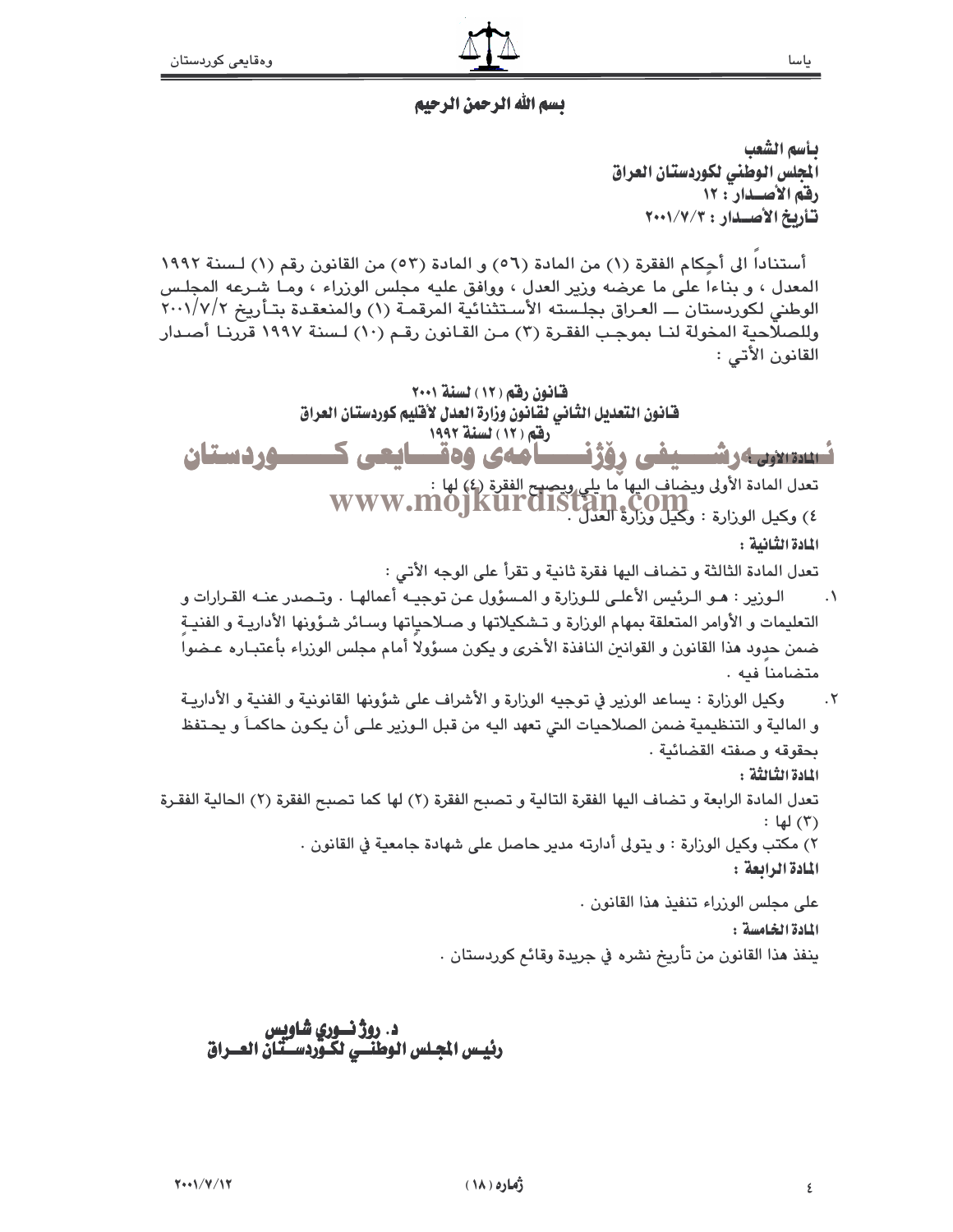بسم الله الرحمن الرحيم

**بأسم الشعب**
**المجلس الوطني لكوردستان العراق**
**رقم الأصـدار : ١٢**
**تأريخ الأصـدار : ٢٠٠١/٧/٣**

أستناداً الى أحكام الفقرة (١) من المادة (٥٦) و المادة (٥٣) من القانون رقم (١) لسنة ١٩٩٢ المعدل ، و بناءاً على ما عرضه وزير العدل ، ووافق عليه مجلس الوزراء ، وما شرعه المجلس الوطني لكوردستان ـــ العراق بجلسته الأستثنائية المرقمة (١) والمنعقدة بتأريخ ٢٠٠١/٧/٢ وللصلاحية المخولة لنا بموجب الفقرة (٣) من القانون رقم (١٠) لسنة ١٩٩٧ قررنا أصدار القانون الأتي :

**قانون رقم (١٢) لسنة ٢٠٠١**
**قانون التعديل الثاني لقانون وزارة العدل لأقليم كوردستان العراق**
**رقم (١٢) لسنة ١٩٩٢**

**المادة الأولى :**

تعدل المادة الأولى ويضاف اليها ما يلي ويصبح الفقرة (٤) لها :

٤) وكيل الوزارة : وكيل وزارة العدل .

**المادة الثانية :**

تعدل المادة الثالثة و تضاف اليها فقرة ثانية و تقرأ على الوجه الأتي :

١. الوزير : هو الرئيس الأعلى للوزارة و المسؤول عن توجيه أعمالها . وتصدر عنه القرارات و التعليمات و الأوامر المتعلقة بمهام الوزارة و تشكيلاتها و صلاحياتها وسائر شؤونها الأدارية و الفنية ضمن حدود هذا القانون و القوانين النافذة الأخرى و يكون مسؤولاً أمام مجلس الوزراء بأعتباره عضواً متضامناً فيه .

٢. وكيل الوزارة : يساعد الوزير في توجيه الوزارة و الأشراف على شؤونها القانونية و الفنية و الأدارية و المالية و التنظيمية ضمن الصلاحيات التي تعهد اليه من قبل الوزير على أن يكون حاكماً و يحتفظ بحقوقه و صفته القضائية .

**المادة الثالثة :**

تعدل المادة الرابعة و تضاف اليها الفقرة التالية و تصبح الفقرة (٢) لها كما تصبح الفقرة (٢) الحالية الفقرة (٣) لها :

٢) مكتب وكيل الوزارة : و يتولى أدارته مدير حاصل على شهادة جامعية في القانون .

**المادة الرابعة :**

على مجلس الوزراء تنفيذ هذا القانون .

**المادة الخامسة :**

ينفذ هذا القانون من تأريخ نشره في جريدة وقائع كوردستان .

**د. روژنوري شاويس**
**رئيس المجلس الوطني لكوردستان العراق**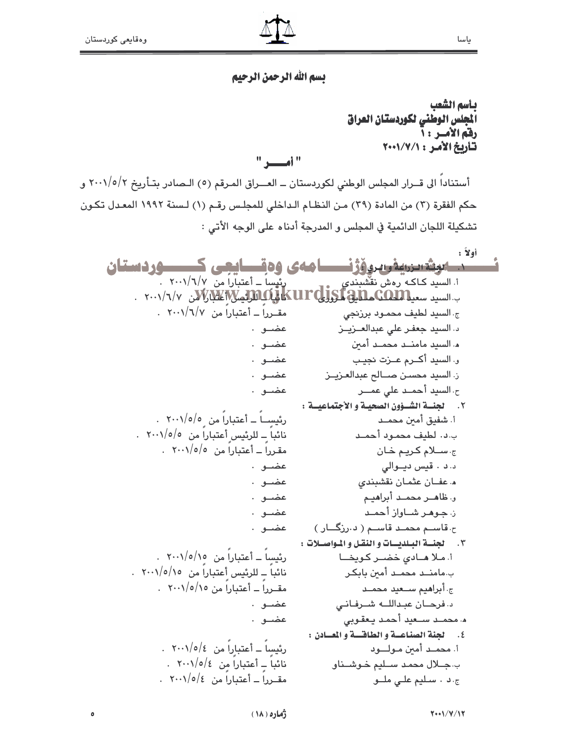بسم الله الرحمن الرحيم

**بأسم الشعب**
**المجلس الوطني لكوردستان العراق**
**رقم الأمــر : ١**
**تأريخ الأمـر : ٢٠٠١/٧/١**

**" أمــــر "**

أستناداً الى قــرار المجلس الوطني لكوردستان ــ العــراق المـرقم (٥) الـصادر بتـأريخ ٢٠٠١/٥/٢ و حكم الفقرة (٣) من المادة (٣٩) مـن النظـام الـداخلي للمجلـس رقـم (١) لـسنة ١٩٩٢ المعـدل تكـون تشكيلة اللجان الدائمية في المجلس و المدرجة أدناه على الوجه الأتي :

أولاً :

١. **لجنة الزراعة و الري :**

أ. السيد كـاكه رەش نقشبندي — رئيساً ــ أعتباراً من ٢٠٠١/٦/٧ .
ب. السيد سعيد محمد صديق هروري — نائباً ــ للرئيس أعتباراً من ٢٠٠١/٦/٧ .
ج. السيد لطيف محمـود برزنجي — مقــرراً ــ أعتباراً من ٢٠٠١/٦/٧ .
د. السيد جعفـر علي عبدالعــزيــز — عضــو .
هـ. السيد مامنــد محمــد أمين — عضــو .
و. السيد أكــرم عــزت نجيـب — عضــو .
ز. السيد محسـن صــالح عبدالعـزيــز — عضــو .
ح. السيد أحمـد علي عمــر — عضــو .

٢. **لجنــة الشــؤون الصحيـة و الأجتماعيــة :**

أ. شفيق أمين محمــد — رئيســاً ــ أعتباراً من ٢٠٠١/٥/٥ .
ب. د. لطيف محمـود أحمــد — نائباً ــ للرئيس أعتباراً من ٢٠٠١/٥/٥ .
ج. ســلام كـريـم خـان — مقرراً ــ أعتباراً من ٢٠٠١/٥/٥ .
د. د . قيس ديــوالي — عضــو .
هـ. عفــان عثمـان نقشبندي — عضــو .
و. ظاهــر محمــد أبراهيـم — عضــو .
ز. جـوهـر شــاواز أحمــد — عضــو .
ح. قاســم محمــد قاســم ( د.رزگــار ) — عضــو .

٣. **لجنــة البـلديــات و النقـل و المواصــلات :**

أ. مـلا هــادي خضــر كـويخــا — رئيساً ــ أعتباراً من ٢٠٠١/٥/١٥ .
ب. مامنــد محمــد أمين بابكـر — نائباً ــ للرئيس أعتباراً من ٢٠٠١/٥/١٥ .
ج. أبراهيم ســعيد محمــد — مقــرراً ــ أعتباراً من ٢٠٠١/٥/١٥ .
د. فرحــان عبداللــه شــرفـانـي — عضــو .
هـ. محمــد ســعيد أحمـد يـعقـوبي — عضــو .

٤. **لجنة الصناعــة و الطاقــة و المعــادن :**

أ. محمــد أمين مـولــود — رئيساً ــ أعتباراً من ٢٠٠١/٥/٤ .
ب. جــلال محمـد ســليم خـوشــناو — نائباً ــ أعتباراً من ٢٠٠١/٥/٤ .
ج. د . سـليم علـي ملــو — مقــرراً ــ أعتباراً من ٢٠٠١/٥/٤ .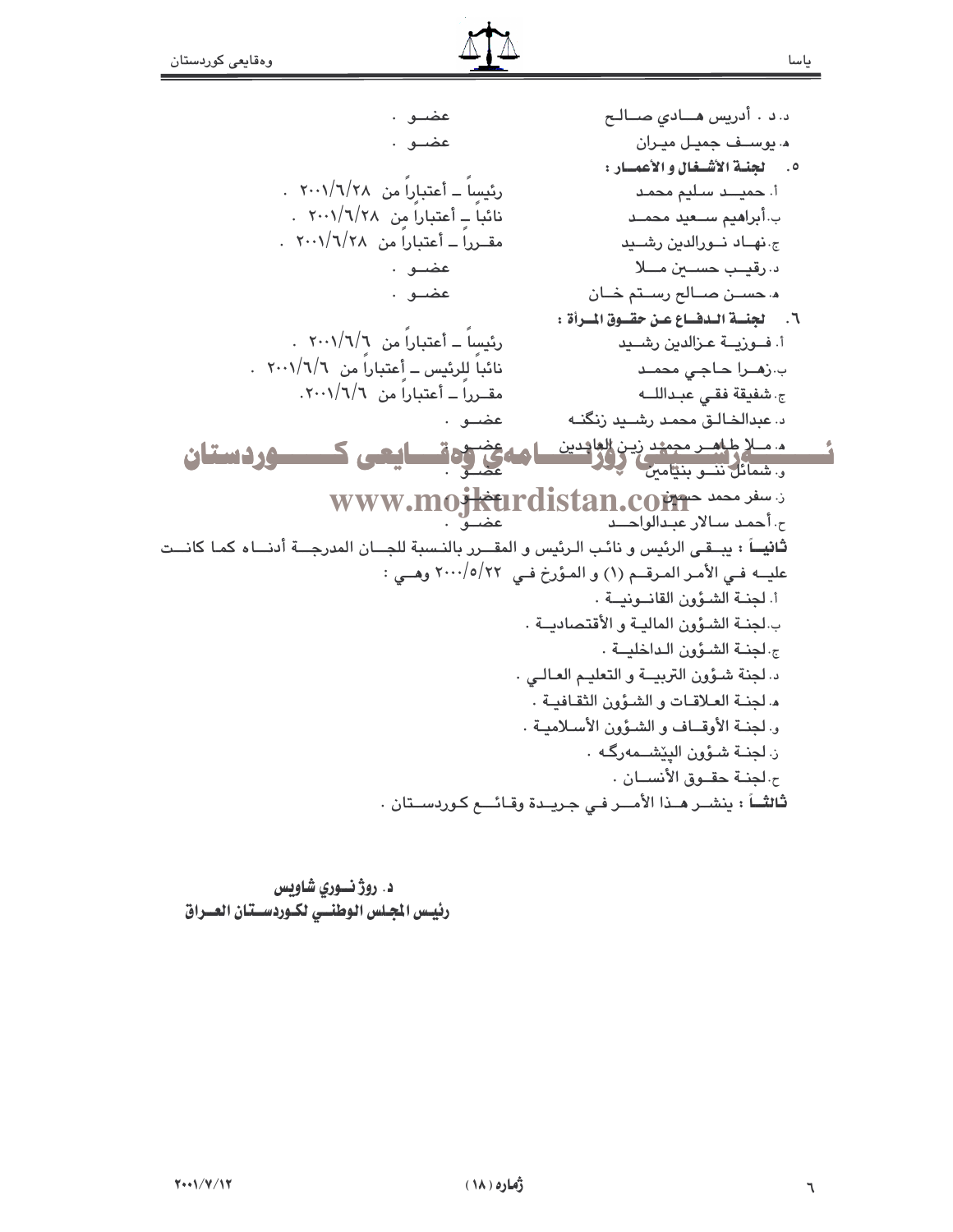د. د . أدريس هـادي صـالح — عضـو .

هـ. يوسـف جميل ميران — عضـو .

٥. **لجنـة الأشـغال و الأعمـار :**

أ. حميـد سليم محمد — رئيساً ــ أعتباراً من ٢٠٠١/٦/٢٨ .

ب. أبراهيم سـعيد محمد — نائباً ــ أعتباراً من ٢٠٠١/٦/٢٨ .

ج. نهـاد نـورالدين رشـيد — مقـرراً ــ أعتباراً من ٢٠٠١/٦/٢٨ .

د. رقيـب حسـين مـلا — عضـو .

هـ. حسـن صـالح رسـتم خـان — عضـو .

٦. **لجنـة الـدفـاع عـن حقـوق المـرأة :**

أ. فـوزيـة عـزالدين رشـيد — رئيساً ــ أعتباراً من ٢٠٠١/٦/٦ .

ب. زهـرا حـاجـي محمـد — نائباً للرئيس ــ أعتباراً من ٢٠٠١/٦/٦ .

ج. شفيقة فقـي عبـداللـه — مقـرراً ــ أعتباراً من ٢٠٠١/٦/٦.

د. عبدالخـالـق محمـد رشـيد زنگنـه — عضـو .

هـ. مـلا طـاهـر محمـد زيـن العابدين — عضـو .

و. شمائل ننـو بنيامين — عضـو .

ز. سفر محمد حسين — عضـو .

ح. أحمد سـالار عبـدالواحـد — عضـو .

**ثانيـاً :** يبـقى الرئيس و نائب الرئيس و المقـرر بالنسبة للجـان المدرجـة أدنـاه كما كانـت عليـه فـي الأمـر المرقـم (١) و المؤرخ فـي ٢٠٠٠/٥/٢٢ وهـي :

أ. لجنـة الشـؤون القانـونيـة .

ب. لجنـة الشـؤون المالية و الأقتصاديـة .

ج. لجنـة الشـؤون الـداخليـة .

د. لجنة شـؤون التربيـة و التعليـم العـالـي .

هـ. لجنـة العـلاقـات و الشـؤون الثقـافيـة .

و. لجنـة الأوقـاف و الشـؤون الأسـلاميـة .

ز. لجنـة شـؤون الپێشـمەرگـه .

ح. لجنـة حقـوق الأنسـان .

**ثالثـاً :** ينشـر هـذا الأمـر فـي جـريـدة وقـائـع كـوردسـتان .

**د. روژ نـوري شاويس**
**رئيـس المجلس الوطنـي لكـوردسـتان العـراق**